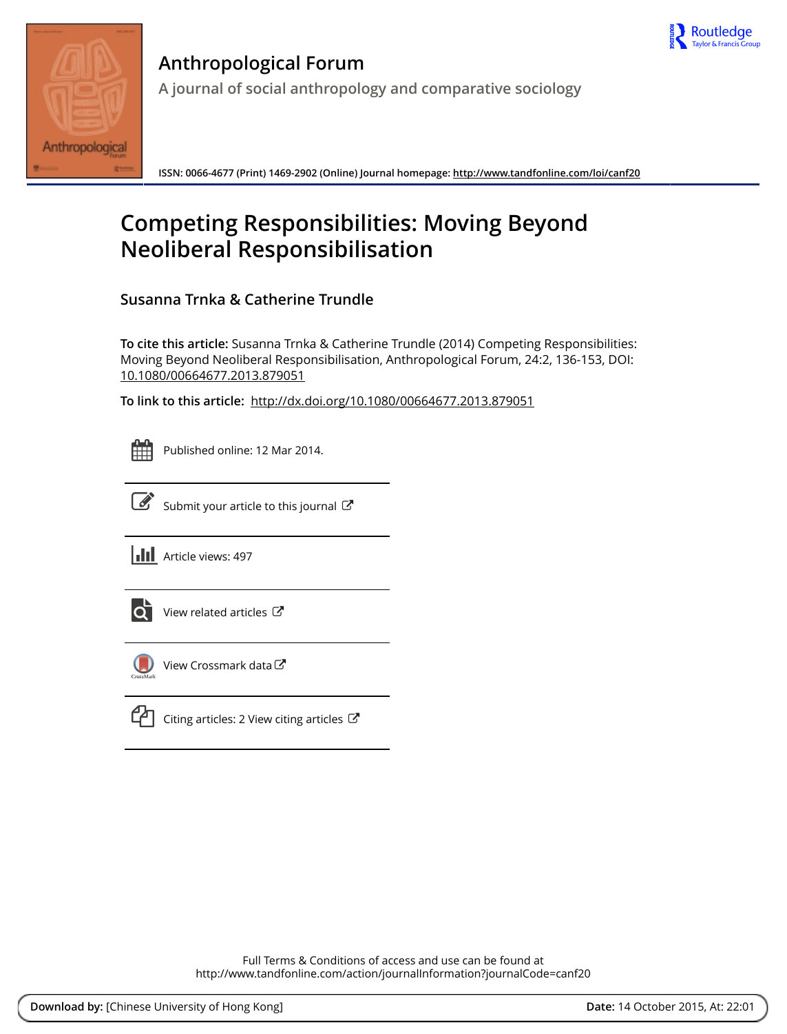# Anthropological Forum

A journal of social anthropology and comparative sociology

ISSN: 0066-4677 (Print) 1469-2902 (Online) Journal homepage: http://www.tandfonline.com/loi/canf20

# Competing Responsibilities: Moving Beyond Neoliberal Responsibilisation

## Susanna Trnka & Catherine Trundle

**To cite this article:** Susanna Trnka & Catherine Trundle (2014) Competing Responsibilities: Moving Beyond Neoliberal Responsibilisation, Anthropological Forum, 24:2, 136-153, DOI: 10.1080/00664677.2013.879051

**To link to this article:** http://dx.doi.org/10.1080/00664677.2013.879051

Published online: 12 Mar 2014.

Submit your article to this journal

Article views: 497

View related articles

View Crossmark data

Citing articles: 2 View citing articles

Full Terms & Conditions of access and use can be found at http://www.tandfonline.com/action/journalInformation?journalCode=canf20

**Download by:** [Chinese University of Hong Kong] **Date:** 14 October 2015, At: 22:01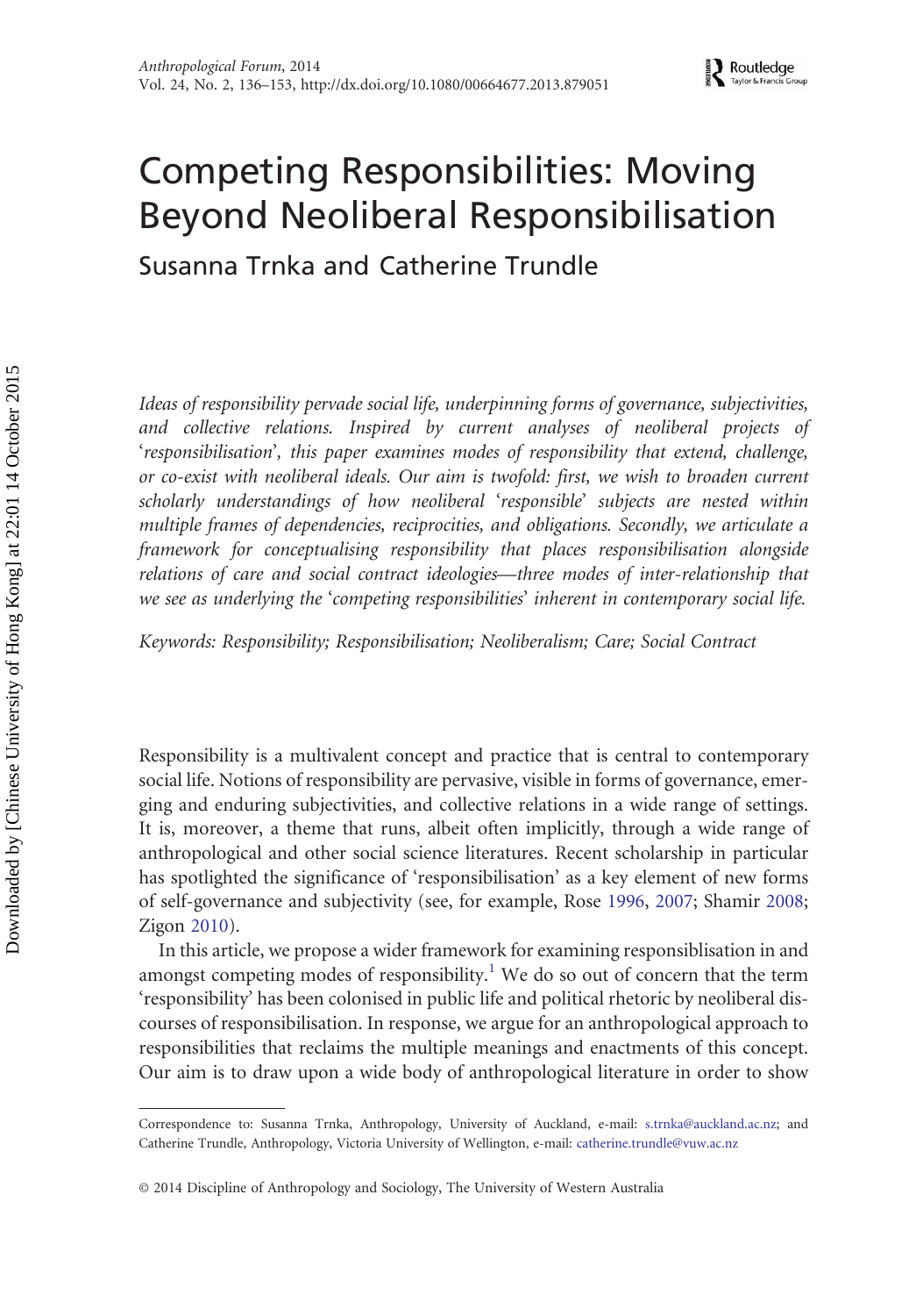# Competing Responsibilities: Moving Beyond Neoliberal Responsibilisation

Susanna Trnka and Catherine Trundle

*Ideas of responsibility pervade social life, underpinning forms of governance, subjectivities, and collective relations. Inspired by current analyses of neoliberal projects of 'responsibilisation', this paper examines modes of responsibility that extend, challenge, or co-exist with neoliberal ideals. Our aim is twofold: first, we wish to broaden current scholarly understandings of how neoliberal 'responsible' subjects are nested within multiple frames of dependencies, reciprocities, and obligations. Secondly, we articulate a framework for conceptualising responsibility that places responsibilisation alongside relations of care and social contract ideologies—three modes of inter-relationship that we see as underlying the 'competing responsibilities' inherent in contemporary social life.*

*Keywords: Responsibility; Responsibilisation; Neoliberalism; Care; Social Contract*

Responsibility is a multivalent concept and practice that is central to contemporary social life. Notions of responsibility are pervasive, visible in forms of governance, emerging and enduring subjectivities, and collective relations in a wide range of settings. It is, moreover, a theme that runs, albeit often implicitly, through a wide range of anthropological and other social science literatures. Recent scholarship in particular has spotlighted the significance of 'responsibilisation' as a key element of new forms of self-governance and subjectivity (see, for example, Rose 1996, 2007; Shamir 2008; Zigon 2010).

In this article, we propose a wider framework for examining responsiblisation in and amongst competing modes of responsibility.[1] We do so out of concern that the term 'responsibility' has been colonised in public life and political rhetoric by neoliberal discourses of responsibilisation. In response, we argue for an anthropological approach to responsibilities that reclaims the multiple meanings and enactments of this concept. Our aim is to draw upon a wide body of anthropological literature in order to show

---

Correspondence to: Susanna Trnka, Anthropology, University of Auckland, e-mail: s.trnka@auckland.ac.nz; and Catherine Trundle, Anthropology, Victoria University of Wellington, e-mail: catherine.trundle@vuw.ac.nz

© 2014 Discipline of Anthropology and Sociology, The University of Western Australia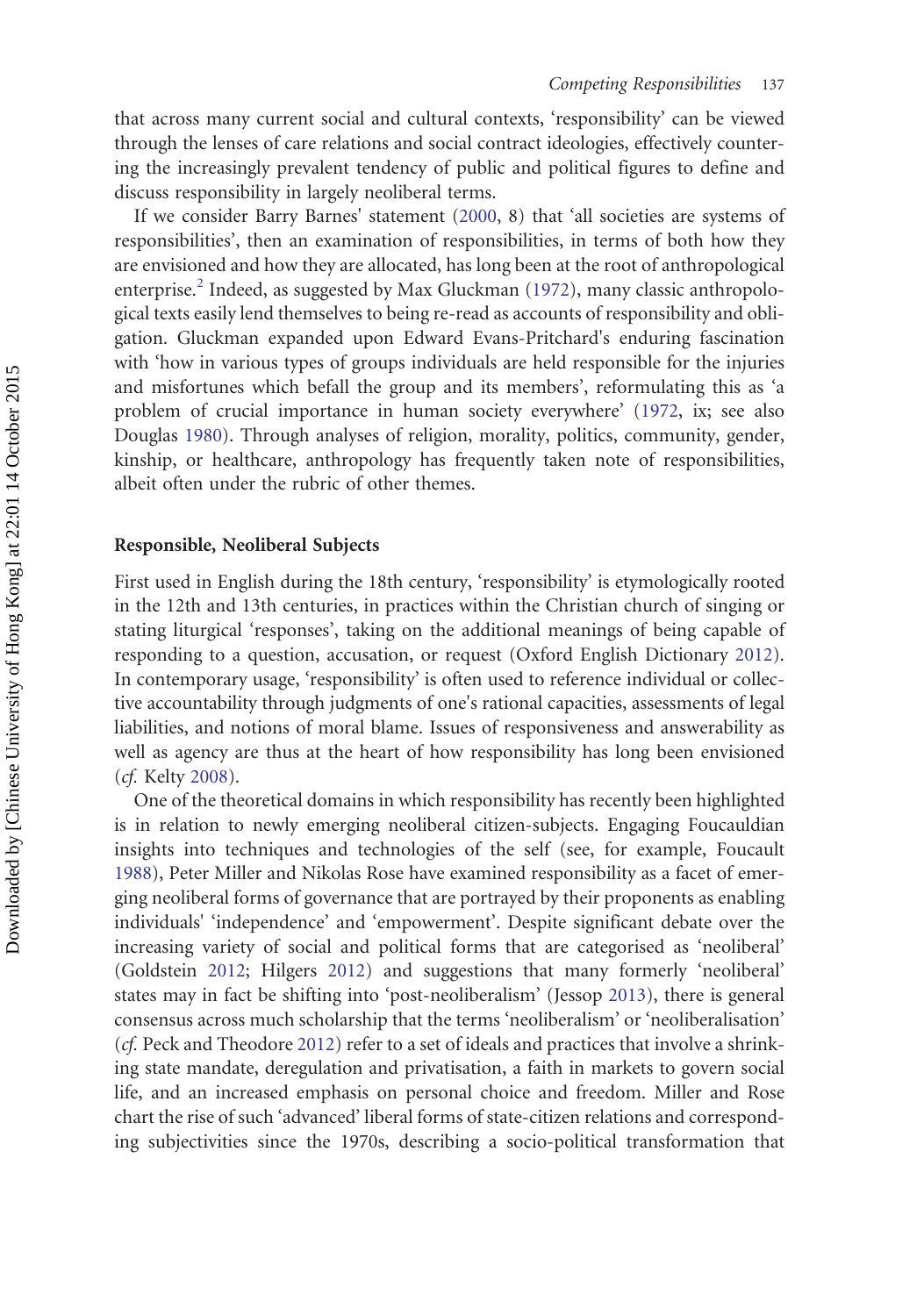that across many current social and cultural contexts, 'responsibility' can be viewed through the lenses of care relations and social contract ideologies, effectively countering the increasingly prevalent tendency of public and political figures to define and discuss responsibility in largely neoliberal terms.

If we consider Barry Barnes' statement (2000, 8) that 'all societies are systems of responsibilities', then an examination of responsibilities, in terms of both how they are envisioned and how they are allocated, has long been at the root of anthropological enterprise.[2] Indeed, as suggested by Max Gluckman (1972), many classic anthropological texts easily lend themselves to being re-read as accounts of responsibility and obligation. Gluckman expanded upon Edward Evans-Pritchard's enduring fascination with 'how in various types of groups individuals are held responsible for the injuries and misfortunes which befall the group and its members', reformulating this as 'a problem of crucial importance in human society everywhere' (1972, ix; see also Douglas 1980). Through analyses of religion, morality, politics, community, gender, kinship, or healthcare, anthropology has frequently taken note of responsibilities, albeit often under the rubric of other themes.

## Responsible, Neoliberal Subjects

First used in English during the 18th century, 'responsibility' is etymologically rooted in the 12th and 13th centuries, in practices within the Christian church of singing or stating liturgical 'responses', taking on the additional meanings of being capable of responding to a question, accusation, or request (Oxford English Dictionary 2012). In contemporary usage, 'responsibility' is often used to reference individual or collective accountability through judgments of one's rational capacities, assessments of legal liabilities, and notions of moral blame. Issues of responsiveness and answerability as well as agency are thus at the heart of how responsibility has long been envisioned (*cf.* Kelty 2008).

One of the theoretical domains in which responsibility has recently been highlighted is in relation to newly emerging neoliberal citizen-subjects. Engaging Foucauldian insights into techniques and technologies of the self (see, for example, Foucault 1988), Peter Miller and Nikolas Rose have examined responsibility as a facet of emerging neoliberal forms of governance that are portrayed by their proponents as enabling individuals' 'independence' and 'empowerment'. Despite significant debate over the increasing variety of social and political forms that are categorised as 'neoliberal' (Goldstein 2012; Hilgers 2012) and suggestions that many formerly 'neoliberal' states may in fact be shifting into 'post-neoliberalism' (Jessop 2013), there is general consensus across much scholarship that the terms 'neoliberalism' or 'neoliberalisation' (*cf.* Peck and Theodore 2012) refer to a set of ideals and practices that involve a shrinking state mandate, deregulation and privatisation, a faith in markets to govern social life, and an increased emphasis on personal choice and freedom. Miller and Rose chart the rise of such 'advanced' liberal forms of state-citizen relations and corresponding subjectivities since the 1970s, describing a socio-political transformation that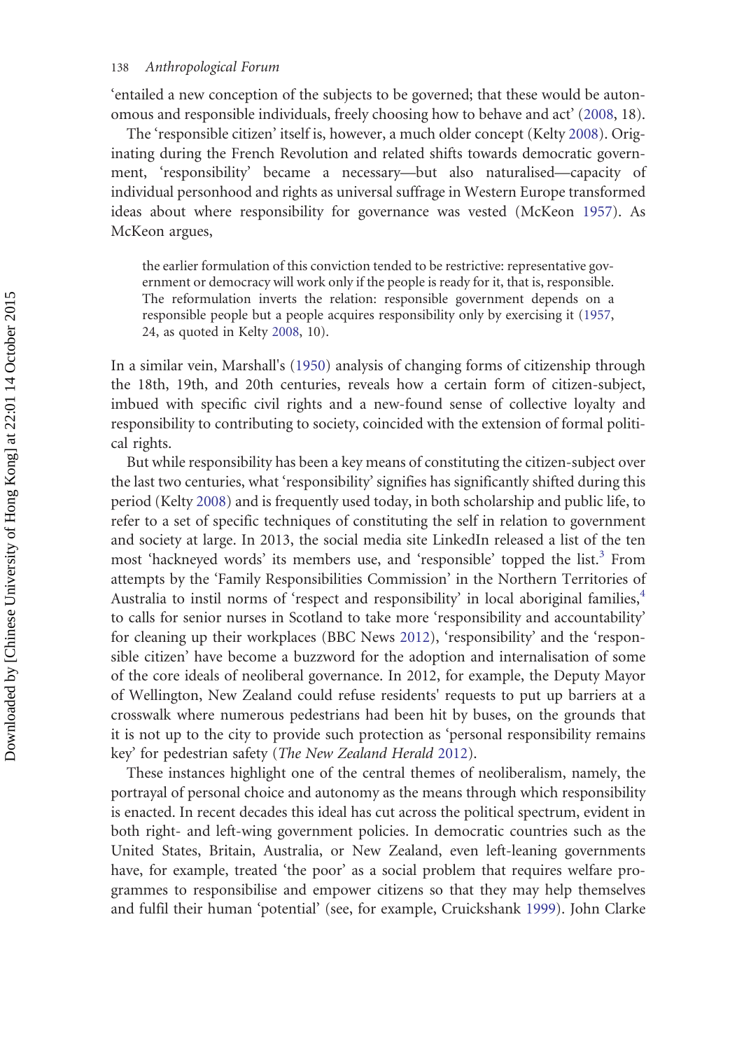'entailed a new conception of the subjects to be governed; that these would be autonomous and responsible individuals, freely choosing how to behave and act' (2008, 18).

The 'responsible citizen' itself is, however, a much older concept (Kelty 2008). Originating during the French Revolution and related shifts towards democratic government, 'responsibility' became a necessary—but also naturalised—capacity of individual personhood and rights as universal suffrage in Western Europe transformed ideas about where responsibility for governance was vested (McKeon 1957). As McKeon argues,

> the earlier formulation of this conviction tended to be restrictive: representative government or democracy will work only if the people is ready for it, that is, responsible. The reformulation inverts the relation: responsible government depends on a responsible people but a people acquires responsibility only by exercising it (1957, 24, as quoted in Kelty 2008, 10).

In a similar vein, Marshall's (1950) analysis of changing forms of citizenship through the 18th, 19th, and 20th centuries, reveals how a certain form of citizen-subject, imbued with specific civil rights and a new-found sense of collective loyalty and responsibility to contributing to society, coincided with the extension of formal political rights.

But while responsibility has been a key means of constituting the citizen-subject over the last two centuries, what 'responsibility' signifies has significantly shifted during this period (Kelty 2008) and is frequently used today, in both scholarship and public life, to refer to a set of specific techniques of constituting the self in relation to government and society at large. In 2013, the social media site LinkedIn released a list of the ten most 'hackneyed words' its members use, and 'responsible' topped the list.[3] From attempts by the 'Family Responsibilities Commission' in the Northern Territories of Australia to instil norms of 'respect and responsibility' in local aboriginal families,[4] to calls for senior nurses in Scotland to take more 'responsibility and accountability' for cleaning up their workplaces (BBC News 2012), 'responsibility' and the 'responsible citizen' have become a buzzword for the adoption and internalisation of some of the core ideals of neoliberal governance. In 2012, for example, the Deputy Mayor of Wellington, New Zealand could refuse residents' requests to put up barriers at a crosswalk where numerous pedestrians had been hit by buses, on the grounds that it is not up to the city to provide such protection as 'personal responsibility remains key' for pedestrian safety (*The New Zealand Herald* 2012).

These instances highlight one of the central themes of neoliberalism, namely, the portrayal of personal choice and autonomy as the means through which responsibility is enacted. In recent decades this ideal has cut across the political spectrum, evident in both right- and left-wing government policies. In democratic countries such as the United States, Britain, Australia, or New Zealand, even left-leaning governments have, for example, treated 'the poor' as a social problem that requires welfare programmes to responsibilise and empower citizens so that they may help themselves and fulfil their human 'potential' (see, for example, Cruickshank 1999). John Clarke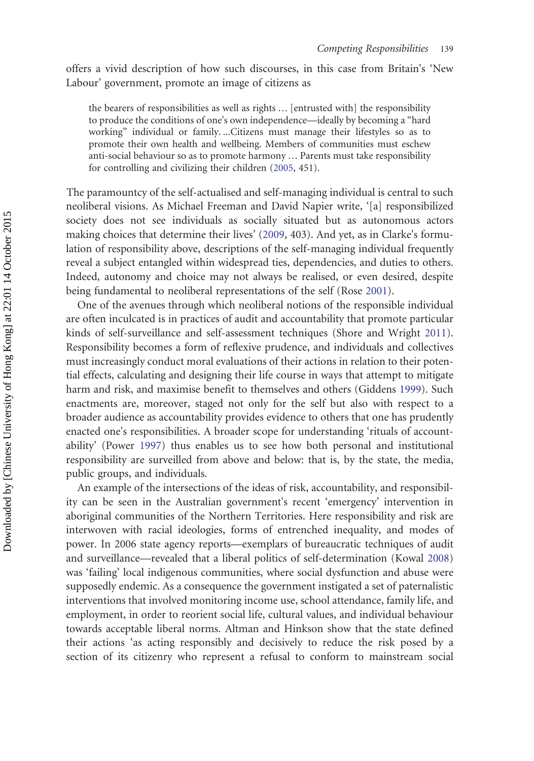offers a vivid description of how such discourses, in this case from Britain's 'New Labour' government, promote an image of citizens as

> the bearers of responsibilities as well as rights … [entrusted with] the responsibility to produce the conditions of one's own independence—ideally by becoming a "hard working" individual or family. ...Citizens must manage their lifestyles so as to promote their own health and wellbeing. Members of communities must eschew anti-social behaviour so as to promote harmony … Parents must take responsibility for controlling and civilizing their children (2005, 451).

The paramountcy of the self-actualised and self-managing individual is central to such neoliberal visions. As Michael Freeman and David Napier write, '[a] responsibilized society does not see individuals as socially situated but as autonomous actors making choices that determine their lives' (2009, 403). And yet, as in Clarke's formulation of responsibility above, descriptions of the self-managing individual frequently reveal a subject entangled within widespread ties, dependencies, and duties to others. Indeed, autonomy and choice may not always be realised, or even desired, despite being fundamental to neoliberal representations of the self (Rose 2001).

One of the avenues through which neoliberal notions of the responsible individual are often inculcated is in practices of audit and accountability that promote particular kinds of self-surveillance and self-assessment techniques (Shore and Wright 2011). Responsibility becomes a form of reflexive prudence, and individuals and collectives must increasingly conduct moral evaluations of their actions in relation to their potential effects, calculating and designing their life course in ways that attempt to mitigate harm and risk, and maximise benefit to themselves and others (Giddens 1999). Such enactments are, moreover, staged not only for the self but also with respect to a broader audience as accountability provides evidence to others that one has prudently enacted one's responsibilities. A broader scope for understanding 'rituals of accountability' (Power 1997) thus enables us to see how both personal and institutional responsibility are surveilled from above and below: that is, by the state, the media, public groups, and individuals.

An example of the intersections of the ideas of risk, accountability, and responsibility can be seen in the Australian government's recent 'emergency' intervention in aboriginal communities of the Northern Territories. Here responsibility and risk are interwoven with racial ideologies, forms of entrenched inequality, and modes of power. In 2006 state agency reports—exemplars of bureaucratic techniques of audit and surveillance—revealed that a liberal politics of self-determination (Kowal 2008) was 'failing' local indigenous communities, where social dysfunction and abuse were supposedly endemic. As a consequence the government instigated a set of paternalistic interventions that involved monitoring income use, school attendance, family life, and employment, in order to reorient social life, cultural values, and individual behaviour towards acceptable liberal norms. Altman and Hinkson show that the state defined their actions 'as acting responsibly and decisively to reduce the risk posed by a section of its citizenry who represent a refusal to conform to mainstream social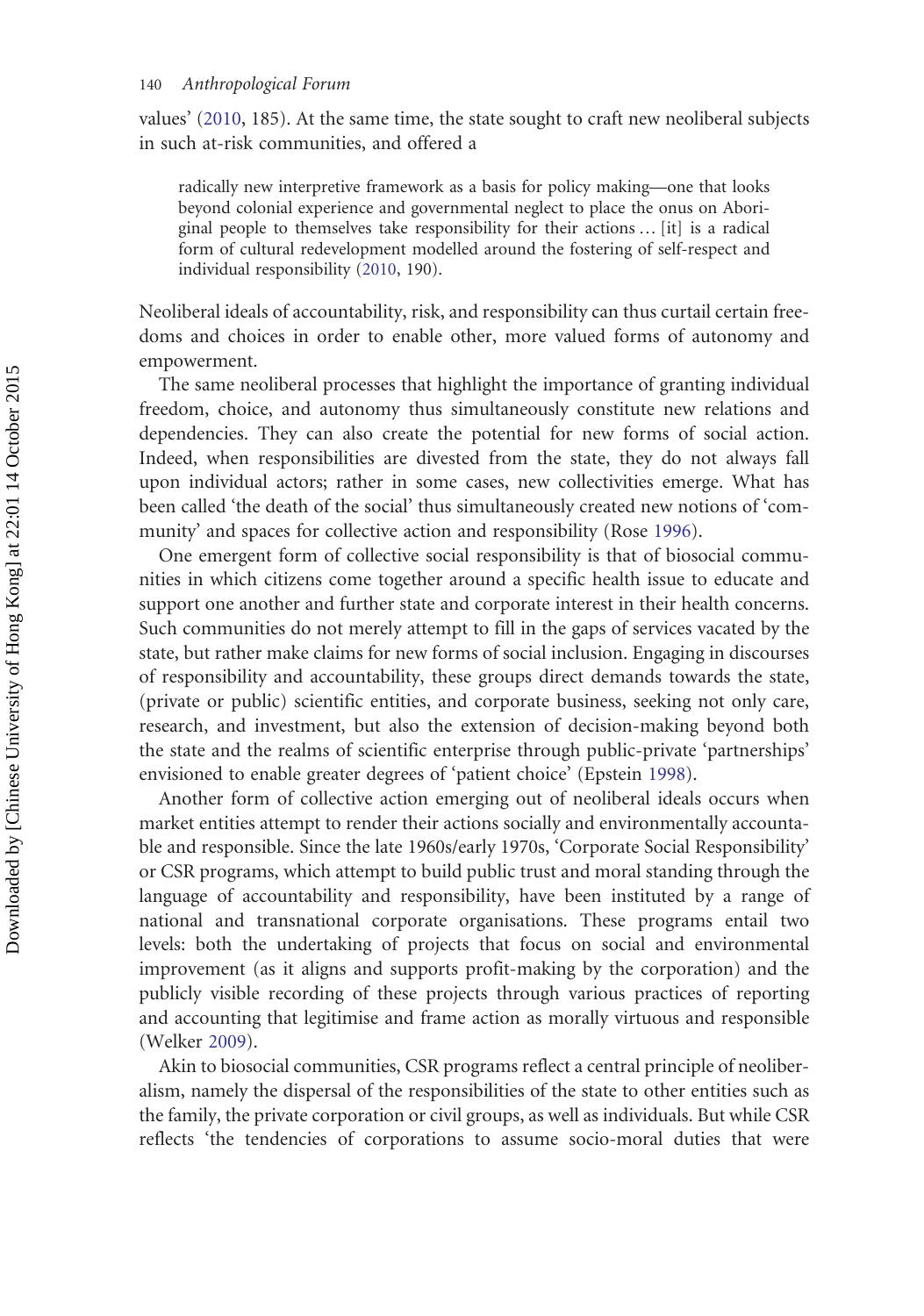values' (2010, 185). At the same time, the state sought to craft new neoliberal subjects in such at-risk communities, and offered a

> radically new interpretive framework as a basis for policy making—one that looks beyond colonial experience and governmental neglect to place the onus on Aboriginal people to themselves take responsibility for their actions … [it] is a radical form of cultural redevelopment modelled around the fostering of self-respect and individual responsibility (2010, 190).

Neoliberal ideals of accountability, risk, and responsibility can thus curtail certain freedoms and choices in order to enable other, more valued forms of autonomy and empowerment.

The same neoliberal processes that highlight the importance of granting individual freedom, choice, and autonomy thus simultaneously constitute new relations and dependencies. They can also create the potential for new forms of social action. Indeed, when responsibilities are divested from the state, they do not always fall upon individual actors; rather in some cases, new collectivities emerge. What has been called 'the death of the social' thus simultaneously created new notions of 'community' and spaces for collective action and responsibility (Rose 1996).

One emergent form of collective social responsibility is that of biosocial communities in which citizens come together around a specific health issue to educate and support one another and further state and corporate interest in their health concerns. Such communities do not merely attempt to fill in the gaps of services vacated by the state, but rather make claims for new forms of social inclusion. Engaging in discourses of responsibility and accountability, these groups direct demands towards the state, (private or public) scientific entities, and corporate business, seeking not only care, research, and investment, but also the extension of decision-making beyond both the state and the realms of scientific enterprise through public-private 'partnerships' envisioned to enable greater degrees of 'patient choice' (Epstein 1998).

Another form of collective action emerging out of neoliberal ideals occurs when market entities attempt to render their actions socially and environmentally accountable and responsible. Since the late 1960s/early 1970s, 'Corporate Social Responsibility' or CSR programs, which attempt to build public trust and moral standing through the language of accountability and responsibility, have been instituted by a range of national and transnational corporate organisations. These programs entail two levels: both the undertaking of projects that focus on social and environmental improvement (as it aligns and supports profit-making by the corporation) and the publicly visible recording of these projects through various practices of reporting and accounting that legitimise and frame action as morally virtuous and responsible (Welker 2009).

Akin to biosocial communities, CSR programs reflect a central principle of neoliberalism, namely the dispersal of the responsibilities of the state to other entities such as the family, the private corporation or civil groups, as well as individuals. But while CSR reflects 'the tendencies of corporations to assume socio-moral duties that were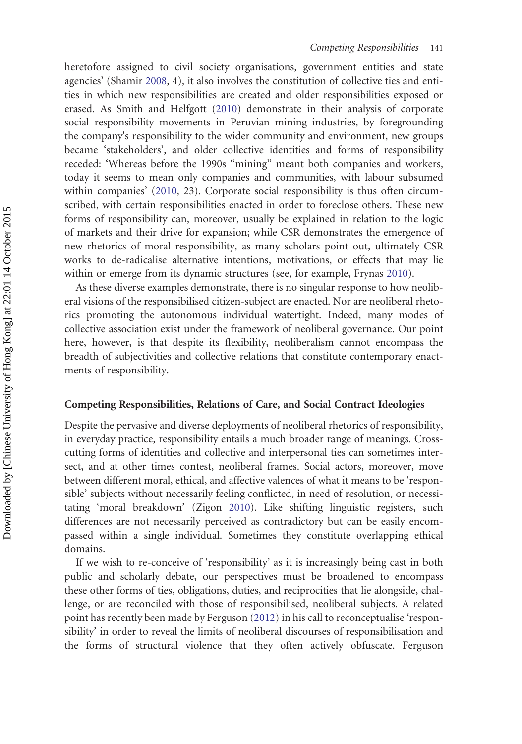heretofore assigned to civil society organisations, government entities and state agencies' (Shamir 2008, 4), it also involves the constitution of collective ties and entities in which new responsibilities are created and older responsibilities exposed or erased. As Smith and Helfgott (2010) demonstrate in their analysis of corporate social responsibility movements in Peruvian mining industries, by foregrounding the company's responsibility to the wider community and environment, new groups became 'stakeholders', and older collective identities and forms of responsibility receded: 'Whereas before the 1990s "mining" meant both companies and workers, today it seems to mean only companies and communities, with labour subsumed within companies' (2010, 23). Corporate social responsibility is thus often circumscribed, with certain responsibilities enacted in order to foreclose others. These new forms of responsibility can, moreover, usually be explained in relation to the logic of markets and their drive for expansion; while CSR demonstrates the emergence of new rhetorics of moral responsibility, as many scholars point out, ultimately CSR works to de-radicalise alternative intentions, motivations, or effects that may lie within or emerge from its dynamic structures (see, for example, Frynas 2010).

As these diverse examples demonstrate, there is no singular response to how neoliberal visions of the responsibilised citizen-subject are enacted. Nor are neoliberal rhetorics promoting the autonomous individual watertight. Indeed, many modes of collective association exist under the framework of neoliberal governance. Our point here, however, is that despite its flexibility, neoliberalism cannot encompass the breadth of subjectivities and collective relations that constitute contemporary enactments of responsibility.

## Competing Responsibilities, Relations of Care, and Social Contract Ideologies

Despite the pervasive and diverse deployments of neoliberal rhetorics of responsibility, in everyday practice, responsibility entails a much broader range of meanings. Cross-cutting forms of identities and collective and interpersonal ties can sometimes intersect, and at other times contest, neoliberal frames. Social actors, moreover, move between different moral, ethical, and affective valences of what it means to be 'responsible' subjects without necessarily feeling conflicted, in need of resolution, or necessitating 'moral breakdown' (Zigon 2010). Like shifting linguistic registers, such differences are not necessarily perceived as contradictory but can be easily encompassed within a single individual. Sometimes they constitute overlapping ethical domains.

If we wish to re-conceive of 'responsibility' as it is increasingly being cast in both public and scholarly debate, our perspectives must be broadened to encompass these other forms of ties, obligations, duties, and reciprocities that lie alongside, challenge, or are reconciled with those of responsibilised, neoliberal subjects. A related point has recently been made by Ferguson (2012) in his call to reconceptualise 'responsibility' in order to reveal the limits of neoliberal discourses of responsibilisation and the forms of structural violence that they often actively obfuscate. Ferguson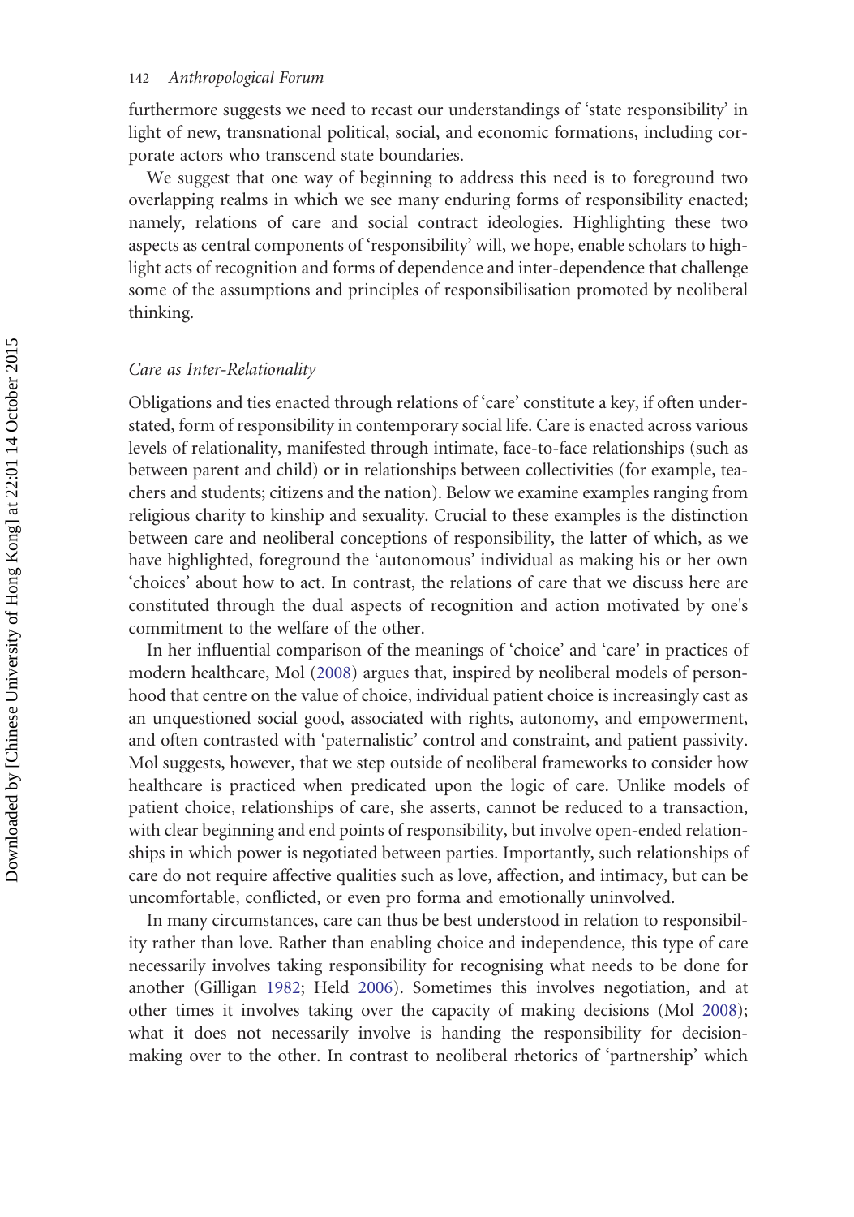furthermore suggests we need to recast our understandings of 'state responsibility' in light of new, transnational political, social, and economic formations, including corporate actors who transcend state boundaries.

We suggest that one way of beginning to address this need is to foreground two overlapping realms in which we see many enduring forms of responsibility enacted; namely, relations of care and social contract ideologies. Highlighting these two aspects as central components of 'responsibility' will, we hope, enable scholars to highlight acts of recognition and forms of dependence and inter-dependence that challenge some of the assumptions and principles of responsibilisation promoted by neoliberal thinking.

### *Care as Inter-Relationality*

Obligations and ties enacted through relations of 'care' constitute a key, if often understated, form of responsibility in contemporary social life. Care is enacted across various levels of relationality, manifested through intimate, face-to-face relationships (such as between parent and child) or in relationships between collectivities (for example, teachers and students; citizens and the nation). Below we examine examples ranging from religious charity to kinship and sexuality. Crucial to these examples is the distinction between care and neoliberal conceptions of responsibility, the latter of which, as we have highlighted, foreground the 'autonomous' individual as making his or her own 'choices' about how to act. In contrast, the relations of care that we discuss here are constituted through the dual aspects of recognition and action motivated by one's commitment to the welfare of the other.

In her influential comparison of the meanings of 'choice' and 'care' in practices of modern healthcare, Mol (2008) argues that, inspired by neoliberal models of personhood that centre on the value of choice, individual patient choice is increasingly cast as an unquestioned social good, associated with rights, autonomy, and empowerment, and often contrasted with 'paternalistic' control and constraint, and patient passivity. Mol suggests, however, that we step outside of neoliberal frameworks to consider how healthcare is practiced when predicated upon the logic of care. Unlike models of patient choice, relationships of care, she asserts, cannot be reduced to a transaction, with clear beginning and end points of responsibility, but involve open-ended relationships in which power is negotiated between parties. Importantly, such relationships of care do not require affective qualities such as love, affection, and intimacy, but can be uncomfortable, conflicted, or even pro forma and emotionally uninvolved.

In many circumstances, care can thus be best understood in relation to responsibility rather than love. Rather than enabling choice and independence, this type of care necessarily involves taking responsibility for recognising what needs to be done for another (Gilligan 1982; Held 2006). Sometimes this involves negotiation, and at other times it involves taking over the capacity of making decisions (Mol 2008); what it does not necessarily involve is handing the responsibility for decision-making over to the other. In contrast to neoliberal rhetorics of 'partnership' which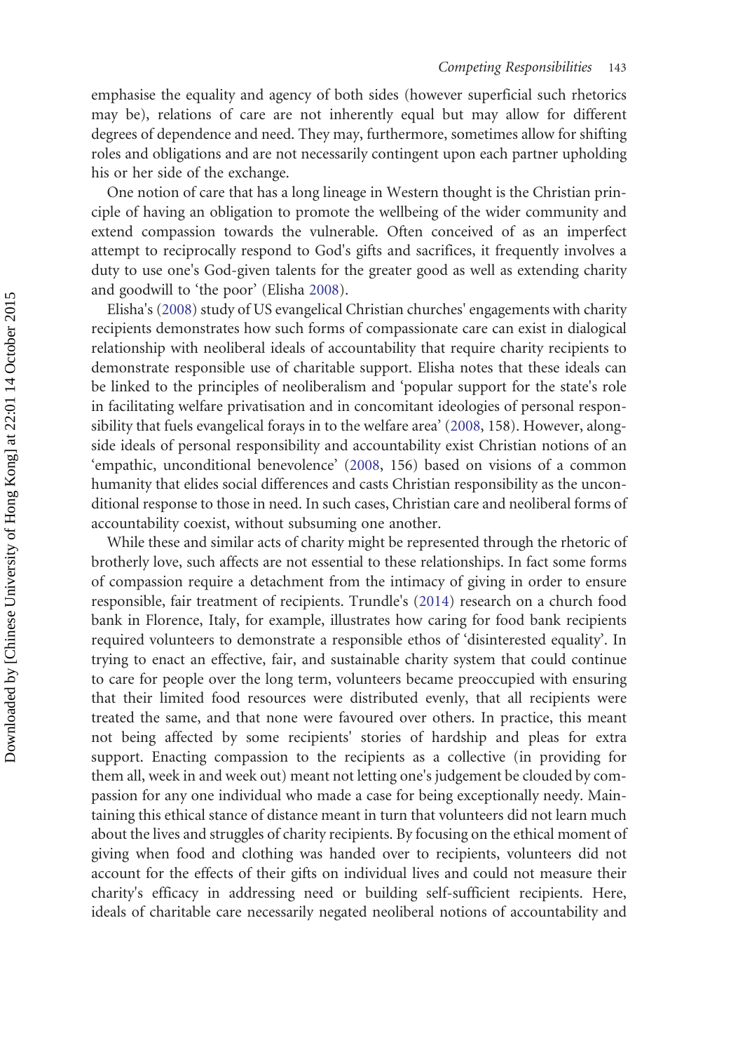emphasise the equality and agency of both sides (however superficial such rhetorics may be), relations of care are not inherently equal but may allow for different degrees of dependence and need. They may, furthermore, sometimes allow for shifting roles and obligations and are not necessarily contingent upon each partner upholding his or her side of the exchange.

One notion of care that has a long lineage in Western thought is the Christian principle of having an obligation to promote the wellbeing of the wider community and extend compassion towards the vulnerable. Often conceived of as an imperfect attempt to reciprocally respond to God's gifts and sacrifices, it frequently involves a duty to use one's God-given talents for the greater good as well as extending charity and goodwill to 'the poor' (Elisha 2008).

Elisha's (2008) study of US evangelical Christian churches' engagements with charity recipients demonstrates how such forms of compassionate care can exist in dialogical relationship with neoliberal ideals of accountability that require charity recipients to demonstrate responsible use of charitable support. Elisha notes that these ideals can be linked to the principles of neoliberalism and 'popular support for the state's role in facilitating welfare privatisation and in concomitant ideologies of personal responsibility that fuels evangelical forays in to the welfare area' (2008, 158). However, alongside ideals of personal responsibility and accountability exist Christian notions of an 'empathic, unconditional benevolence' (2008, 156) based on visions of a common humanity that elides social differences and casts Christian responsibility as the unconditional response to those in need. In such cases, Christian care and neoliberal forms of accountability coexist, without subsuming one another.

While these and similar acts of charity might be represented through the rhetoric of brotherly love, such affects are not essential to these relationships. In fact some forms of compassion require a detachment from the intimacy of giving in order to ensure responsible, fair treatment of recipients. Trundle's (2014) research on a church food bank in Florence, Italy, for example, illustrates how caring for food bank recipients required volunteers to demonstrate a responsible ethos of 'disinterested equality'. In trying to enact an effective, fair, and sustainable charity system that could continue to care for people over the long term, volunteers became preoccupied with ensuring that their limited food resources were distributed evenly, that all recipients were treated the same, and that none were favoured over others. In practice, this meant not being affected by some recipients' stories of hardship and pleas for extra support. Enacting compassion to the recipients as a collective (in providing for them all, week in and week out) meant not letting one's judgement be clouded by compassion for any one individual who made a case for being exceptionally needy. Maintaining this ethical stance of distance meant in turn that volunteers did not learn much about the lives and struggles of charity recipients. By focusing on the ethical moment of giving when food and clothing was handed over to recipients, volunteers did not account for the effects of their gifts on individual lives and could not measure their charity's efficacy in addressing need or building self-sufficient recipients. Here, ideals of charitable care necessarily negated neoliberal notions of accountability and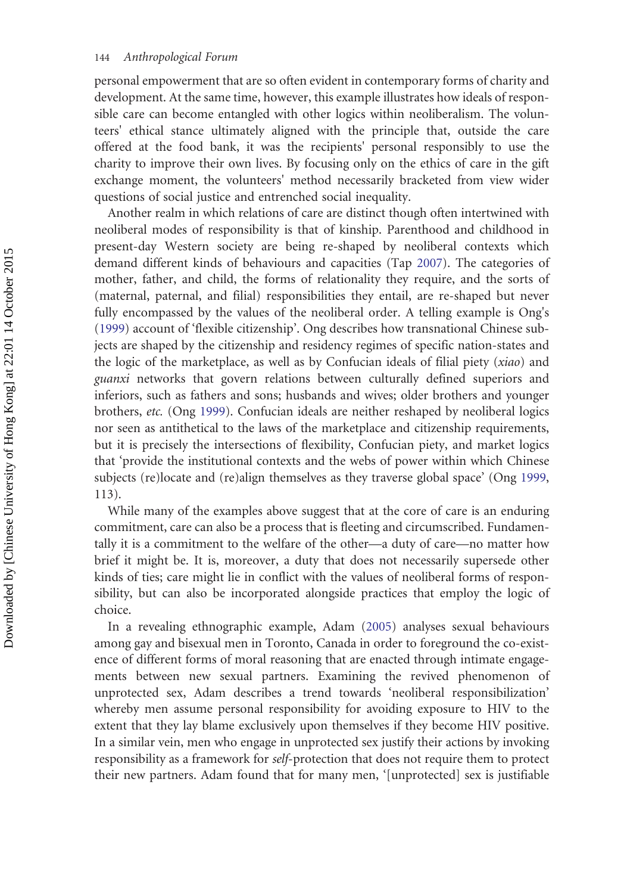personal empowerment that are so often evident in contemporary forms of charity and development. At the same time, however, this example illustrates how ideals of responsible care can become entangled with other logics within neoliberalism. The volunteers' ethical stance ultimately aligned with the principle that, outside the care offered at the food bank, it was the recipients' personal responsibly to use the charity to improve their own lives. By focusing only on the ethics of care in the gift exchange moment, the volunteers' method necessarily bracketed from view wider questions of social justice and entrenched social inequality.

Another realm in which relations of care are distinct though often intertwined with neoliberal modes of responsibility is that of kinship. Parenthood and childhood in present-day Western society are being re-shaped by neoliberal contexts which demand different kinds of behaviours and capacities (Tap 2007). The categories of mother, father, and child, the forms of relationality they require, and the sorts of (maternal, paternal, and filial) responsibilities they entail, are re-shaped but never fully encompassed by the values of the neoliberal order. A telling example is Ong's (1999) account of 'flexible citizenship'. Ong describes how transnational Chinese subjects are shaped by the citizenship and residency regimes of specific nation-states and the logic of the marketplace, as well as by Confucian ideals of filial piety (*xiao*) and *guanxi* networks that govern relations between culturally defined superiors and inferiors, such as fathers and sons; husbands and wives; older brothers and younger brothers, *etc.* (Ong 1999). Confucian ideals are neither reshaped by neoliberal logics nor seen as antithetical to the laws of the marketplace and citizenship requirements, but it is precisely the intersections of flexibility, Confucian piety, and market logics that 'provide the institutional contexts and the webs of power within which Chinese subjects (re)locate and (re)align themselves as they traverse global space' (Ong 1999, 113).

While many of the examples above suggest that at the core of care is an enduring commitment, care can also be a process that is fleeting and circumscribed. Fundamentally it is a commitment to the welfare of the other—a duty of care—no matter how brief it might be. It is, moreover, a duty that does not necessarily supersede other kinds of ties; care might lie in conflict with the values of neoliberal forms of responsibility, but can also be incorporated alongside practices that employ the logic of choice.

In a revealing ethnographic example, Adam (2005) analyses sexual behaviours among gay and bisexual men in Toronto, Canada in order to foreground the co-existence of different forms of moral reasoning that are enacted through intimate engagements between new sexual partners. Examining the revived phenomenon of unprotected sex, Adam describes a trend towards 'neoliberal responsibilization' whereby men assume personal responsibility for avoiding exposure to HIV to the extent that they lay blame exclusively upon themselves if they become HIV positive. In a similar vein, men who engage in unprotected sex justify their actions by invoking responsibility as a framework for *self*-protection that does not require them to protect their new partners. Adam found that for many men, '[unprotected] sex is justifiable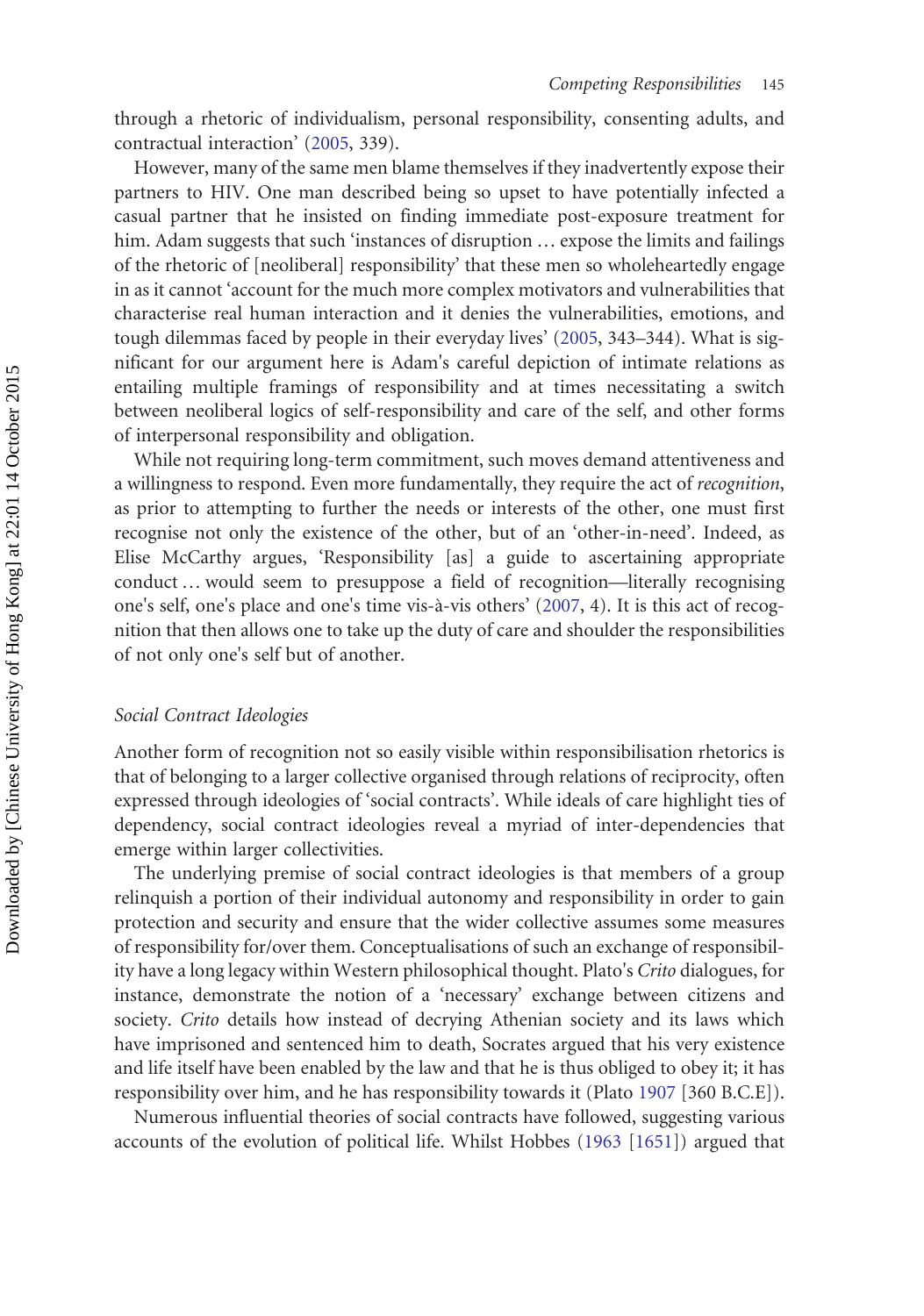through a rhetoric of individualism, personal responsibility, consenting adults, and contractual interaction' (2005, 339).

However, many of the same men blame themselves if they inadvertently expose their partners to HIV. One man described being so upset to have potentially infected a casual partner that he insisted on finding immediate post-exposure treatment for him. Adam suggests that such 'instances of disruption … expose the limits and failings of the rhetoric of [neoliberal] responsibility' that these men so wholeheartedly engage in as it cannot 'account for the much more complex motivators and vulnerabilities that characterise real human interaction and it denies the vulnerabilities, emotions, and tough dilemmas faced by people in their everyday lives' (2005, 343–344). What is significant for our argument here is Adam's careful depiction of intimate relations as entailing multiple framings of responsibility and at times necessitating a switch between neoliberal logics of self-responsibility and care of the self, and other forms of interpersonal responsibility and obligation.

While not requiring long-term commitment, such moves demand attentiveness and a willingness to respond. Even more fundamentally, they require the act of *recognition*, as prior to attempting to further the needs or interests of the other, one must first recognise not only the existence of the other, but of an 'other-in-need'. Indeed, as Elise McCarthy argues, 'Responsibility [as] a guide to ascertaining appropriate conduct … would seem to presuppose a field of recognition—literally recognising one's self, one's place and one's time vis-à-vis others' (2007, 4). It is this act of recognition that then allows one to take up the duty of care and shoulder the responsibilities of not only one's self but of another.

### *Social Contract Ideologies*

Another form of recognition not so easily visible within responsibilisation rhetorics is that of belonging to a larger collective organised through relations of reciprocity, often expressed through ideologies of 'social contracts'. While ideals of care highlight ties of dependency, social contract ideologies reveal a myriad of inter-dependencies that emerge within larger collectivities.

The underlying premise of social contract ideologies is that members of a group relinquish a portion of their individual autonomy and responsibility in order to gain protection and security and ensure that the wider collective assumes some measures of responsibility for/over them. Conceptualisations of such an exchange of responsibility have a long legacy within Western philosophical thought. Plato's *Crito* dialogues, for instance, demonstrate the notion of a 'necessary' exchange between citizens and society. *Crito* details how instead of decrying Athenian society and its laws which have imprisoned and sentenced him to death, Socrates argued that his very existence and life itself have been enabled by the law and that he is thus obliged to obey it; it has responsibility over him, and he has responsibility towards it (Plato 1907 [360 B.C.E]).

Numerous influential theories of social contracts have followed, suggesting various accounts of the evolution of political life. Whilst Hobbes (1963 [1651]) argued that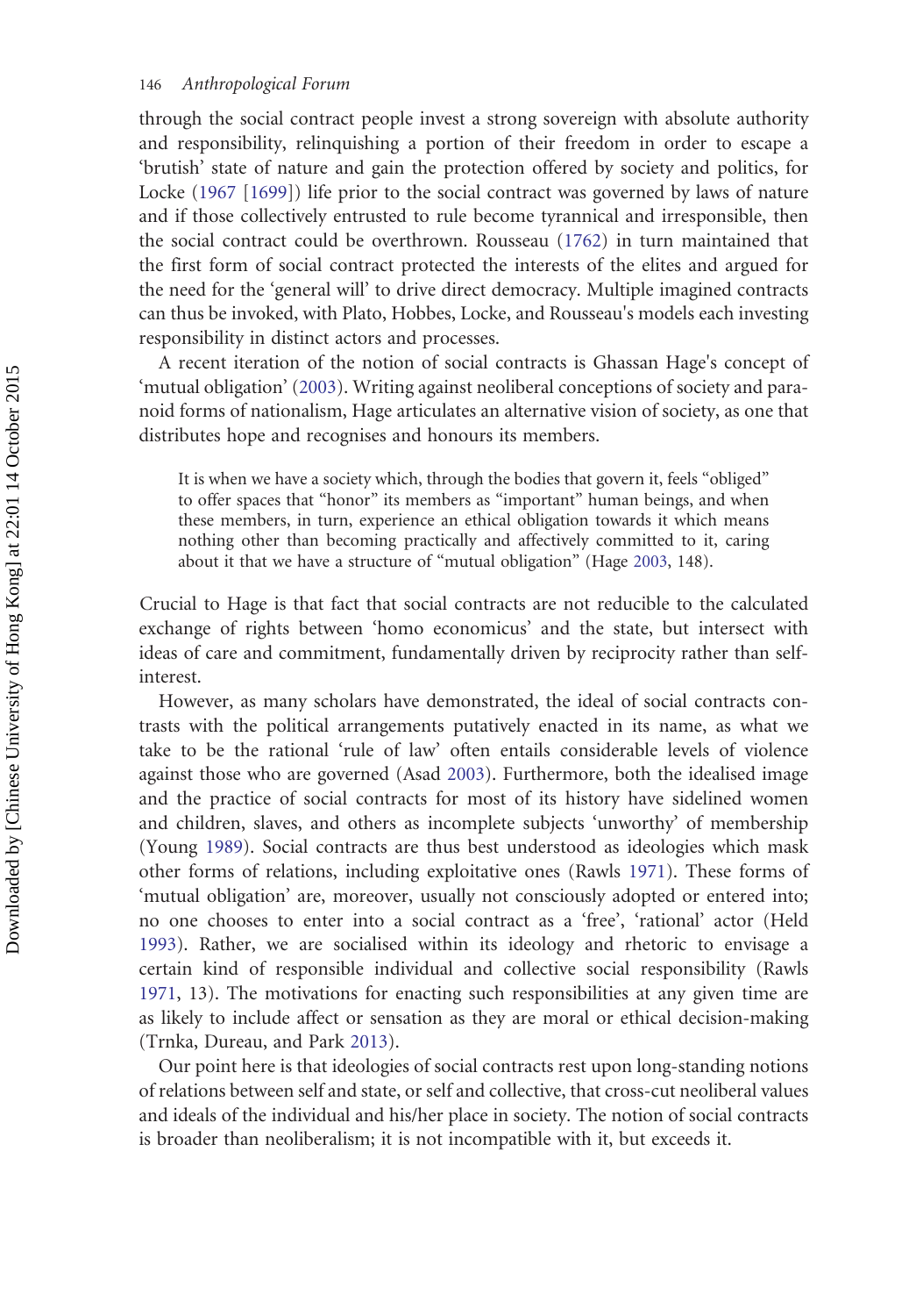through the social contract people invest a strong sovereign with absolute authority and responsibility, relinquishing a portion of their freedom in order to escape a 'brutish' state of nature and gain the protection offered by society and politics, for Locke (1967 [1699]) life prior to the social contract was governed by laws of nature and if those collectively entrusted to rule become tyrannical and irresponsible, then the social contract could be overthrown. Rousseau (1762) in turn maintained that the first form of social contract protected the interests of the elites and argued for the need for the 'general will' to drive direct democracy. Multiple imagined contracts can thus be invoked, with Plato, Hobbes, Locke, and Rousseau's models each investing responsibility in distinct actors and processes.

A recent iteration of the notion of social contracts is Ghassan Hage's concept of 'mutual obligation' (2003). Writing against neoliberal conceptions of society and paranoid forms of nationalism, Hage articulates an alternative vision of society, as one that distributes hope and recognises and honours its members.

> It is when we have a society which, through the bodies that govern it, feels "obliged" to offer spaces that "honor" its members as "important" human beings, and when these members, in turn, experience an ethical obligation towards it which means nothing other than becoming practically and affectively committed to it, caring about it that we have a structure of "mutual obligation" (Hage 2003, 148).

Crucial to Hage is that fact that social contracts are not reducible to the calculated exchange of rights between 'homo economicus' and the state, but intersect with ideas of care and commitment, fundamentally driven by reciprocity rather than self-interest.

However, as many scholars have demonstrated, the ideal of social contracts contrasts with the political arrangements putatively enacted in its name, as what we take to be the rational 'rule of law' often entails considerable levels of violence against those who are governed (Asad 2003). Furthermore, both the idealised image and the practice of social contracts for most of its history have sidelined women and children, slaves, and others as incomplete subjects 'unworthy' of membership (Young 1989). Social contracts are thus best understood as ideologies which mask other forms of relations, including exploitative ones (Rawls 1971). These forms of 'mutual obligation' are, moreover, usually not consciously adopted or entered into; no one chooses to enter into a social contract as a 'free', 'rational' actor (Held 1993). Rather, we are socialised within its ideology and rhetoric to envisage a certain kind of responsible individual and collective social responsibility (Rawls 1971, 13). The motivations for enacting such responsibilities at any given time are as likely to include affect or sensation as they are moral or ethical decision-making (Trnka, Dureau, and Park 2013).

Our point here is that ideologies of social contracts rest upon long-standing notions of relations between self and state, or self and collective, that cross-cut neoliberal values and ideals of the individual and his/her place in society. The notion of social contracts is broader than neoliberalism; it is not incompatible with it, but exceeds it.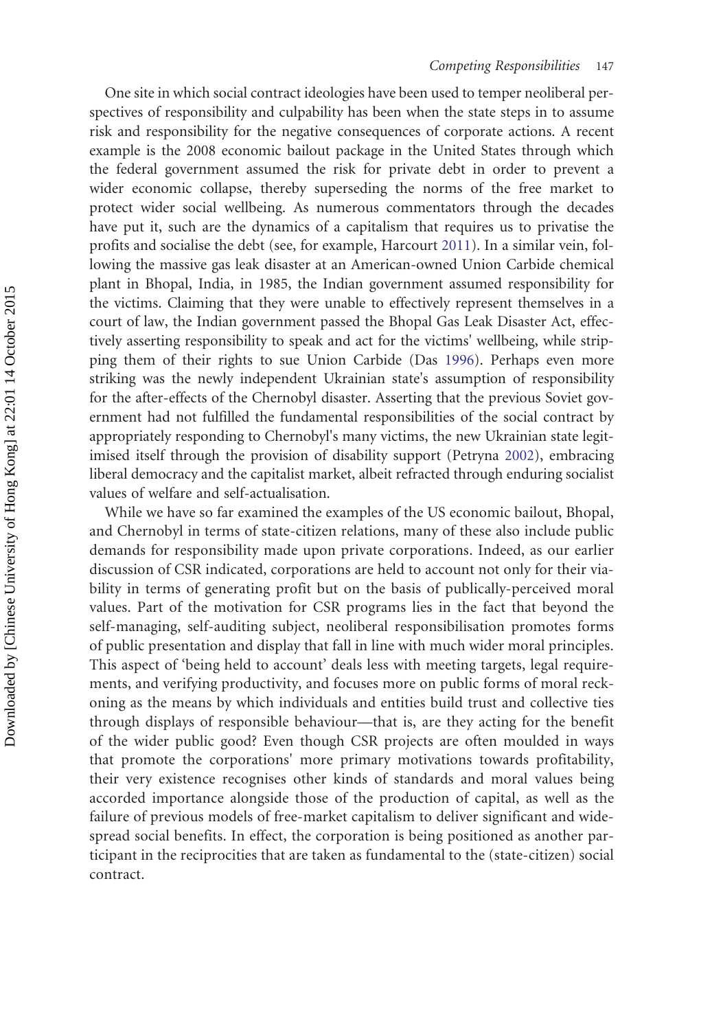One site in which social contract ideologies have been used to temper neoliberal perspectives of responsibility and culpability has been when the state steps in to assume risk and responsibility for the negative consequences of corporate actions. A recent example is the 2008 economic bailout package in the United States through which the federal government assumed the risk for private debt in order to prevent a wider economic collapse, thereby superseding the norms of the free market to protect wider social wellbeing. As numerous commentators through the decades have put it, such are the dynamics of a capitalism that requires us to privatise the profits and socialise the debt (see, for example, Harcourt 2011). In a similar vein, following the massive gas leak disaster at an American-owned Union Carbide chemical plant in Bhopal, India, in 1985, the Indian government assumed responsibility for the victims. Claiming that they were unable to effectively represent themselves in a court of law, the Indian government passed the Bhopal Gas Leak Disaster Act, effectively asserting responsibility to speak and act for the victims' wellbeing, while stripping them of their rights to sue Union Carbide (Das 1996). Perhaps even more striking was the newly independent Ukrainian state's assumption of responsibility for the after-effects of the Chernobyl disaster. Asserting that the previous Soviet government had not fulfilled the fundamental responsibilities of the social contract by appropriately responding to Chernobyl's many victims, the new Ukrainian state legitimised itself through the provision of disability support (Petryna 2002), embracing liberal democracy and the capitalist market, albeit refracted through enduring socialist values of welfare and self-actualisation.

While we have so far examined the examples of the US economic bailout, Bhopal, and Chernobyl in terms of state-citizen relations, many of these also include public demands for responsibility made upon private corporations. Indeed, as our earlier discussion of CSR indicated, corporations are held to account not only for their viability in terms of generating profit but on the basis of publically-perceived moral values. Part of the motivation for CSR programs lies in the fact that beyond the self-managing, self-auditing subject, neoliberal responsibilisation promotes forms of public presentation and display that fall in line with much wider moral principles. This aspect of 'being held to account' deals less with meeting targets, legal requirements, and verifying productivity, and focuses more on public forms of moral reckoning as the means by which individuals and entities build trust and collective ties through displays of responsible behaviour—that is, are they acting for the benefit of the wider public good? Even though CSR projects are often moulded in ways that promote the corporations' more primary motivations towards profitability, their very existence recognises other kinds of standards and moral values being accorded importance alongside those of the production of capital, as well as the failure of previous models of free-market capitalism to deliver significant and widespread social benefits. In effect, the corporation is being positioned as another participant in the reciprocities that are taken as fundamental to the (state-citizen) social contract.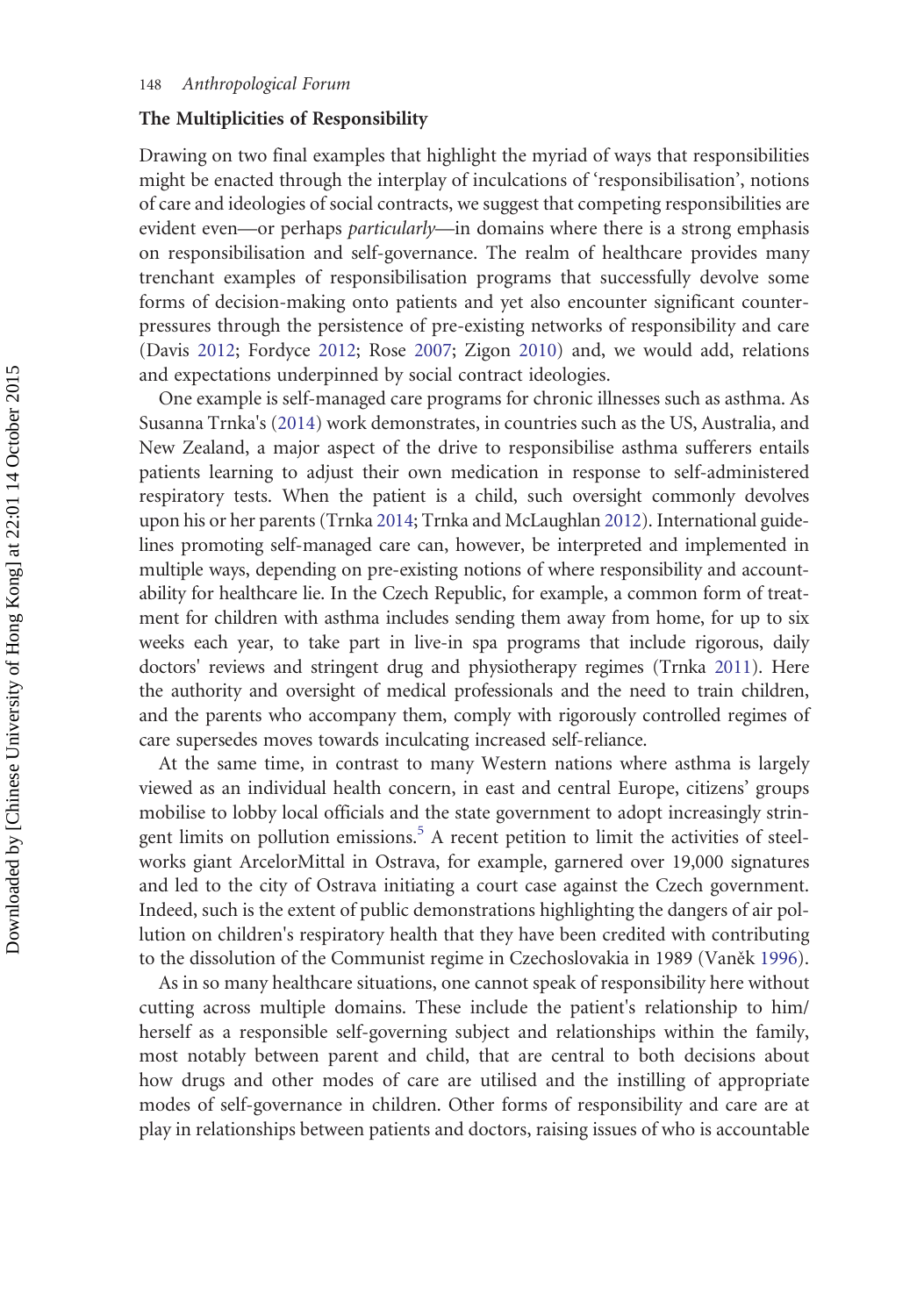### The Multiplicities of Responsibility

Drawing on two final examples that highlight the myriad of ways that responsibilities might be enacted through the interplay of inculcations of 'responsibilisation', notions of care and ideologies of social contracts, we suggest that competing responsibilities are evident even—or perhaps *particularly*—in domains where there is a strong emphasis on responsibilisation and self-governance. The realm of healthcare provides many trenchant examples of responsibilisation programs that successfully devolve some forms of decision-making onto patients and yet also encounter significant counter-pressures through the persistence of pre-existing networks of responsibility and care (Davis 2012; Fordyce 2012; Rose 2007; Zigon 2010) and, we would add, relations and expectations underpinned by social contract ideologies.

One example is self-managed care programs for chronic illnesses such as asthma. As Susanna Trnka's (2014) work demonstrates, in countries such as the US, Australia, and New Zealand, a major aspect of the drive to responsibilise asthma sufferers entails patients learning to adjust their own medication in response to self-administered respiratory tests. When the patient is a child, such oversight commonly devolves upon his or her parents (Trnka 2014; Trnka and McLaughlan 2012). International guidelines promoting self-managed care can, however, be interpreted and implemented in multiple ways, depending on pre-existing notions of where responsibility and accountability for healthcare lie. In the Czech Republic, for example, a common form of treatment for children with asthma includes sending them away from home, for up to six weeks each year, to take part in live-in spa programs that include rigorous, daily doctors' reviews and stringent drug and physiotherapy regimes (Trnka 2011). Here the authority and oversight of medical professionals and the need to train children, and the parents who accompany them, comply with rigorously controlled regimes of care supersedes moves towards inculcating increased self-reliance.

At the same time, in contrast to many Western nations where asthma is largely viewed as an individual health concern, in east and central Europe, citizens' groups mobilise to lobby local officials and the state government to adopt increasingly stringent limits on pollution emissions.[5] A recent petition to limit the activities of steelworks giant ArcelorMittal in Ostrava, for example, garnered over 19,000 signatures and led to the city of Ostrava initiating a court case against the Czech government. Indeed, such is the extent of public demonstrations highlighting the dangers of air pollution on children's respiratory health that they have been credited with contributing to the dissolution of the Communist regime in Czechoslovakia in 1989 (Vaněk 1996).

As in so many healthcare situations, one cannot speak of responsibility here without cutting across multiple domains. These include the patient's relationship to him/herself as a responsible self-governing subject and relationships within the family, most notably between parent and child, that are central to both decisions about how drugs and other modes of care are utilised and the instilling of appropriate modes of self-governance in children. Other forms of responsibility and care are at play in relationships between patients and doctors, raising issues of who is accountable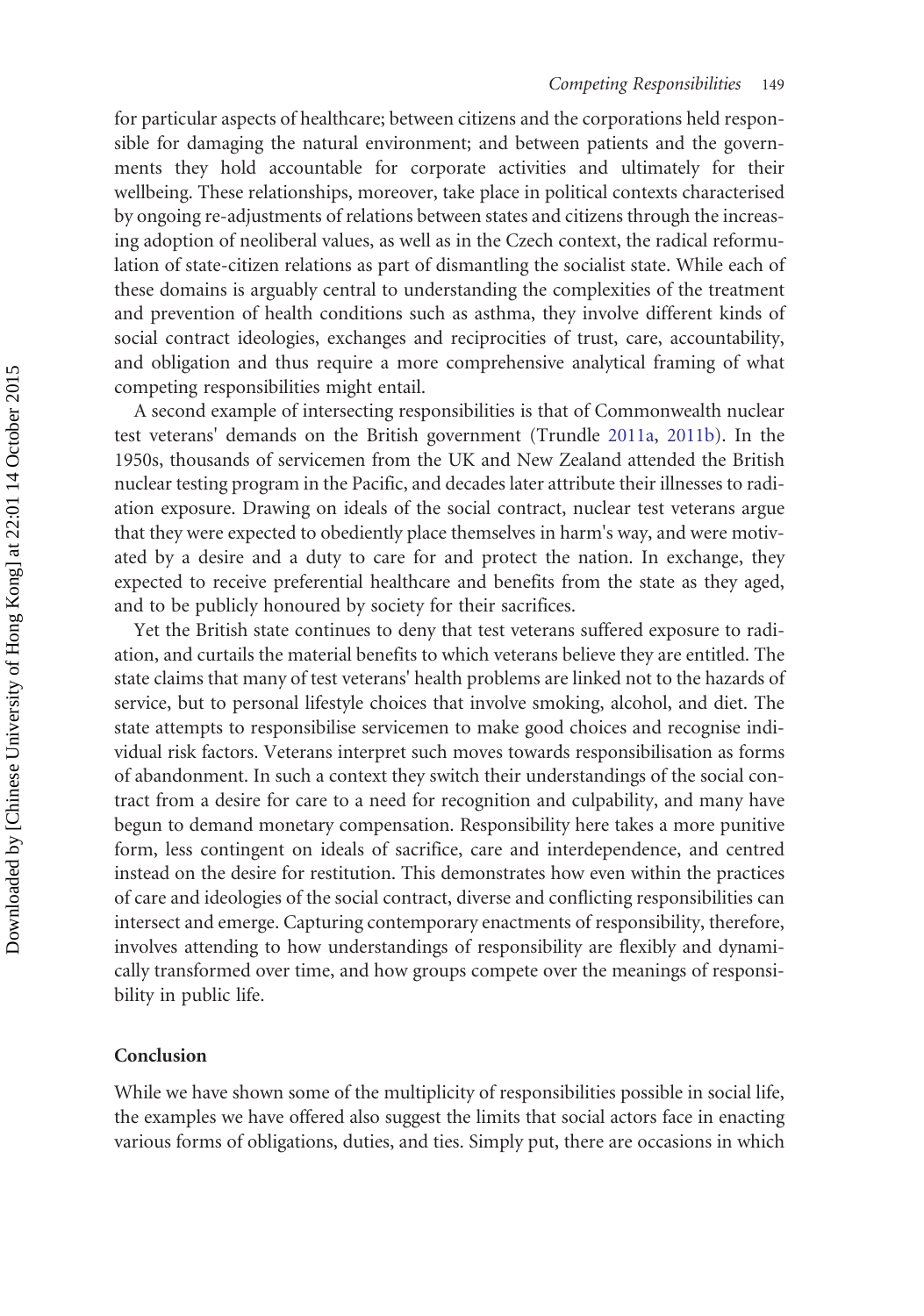for particular aspects of healthcare; between citizens and the corporations held responsible for damaging the natural environment; and between patients and the governments they hold accountable for corporate activities and ultimately for their wellbeing. These relationships, moreover, take place in political contexts characterised by ongoing re-adjustments of relations between states and citizens through the increasing adoption of neoliberal values, as well as in the Czech context, the radical reformulation of state-citizen relations as part of dismantling the socialist state. While each of these domains is arguably central to understanding the complexities of the treatment and prevention of health conditions such as asthma, they involve different kinds of social contract ideologies, exchanges and reciprocities of trust, care, accountability, and obligation and thus require a more comprehensive analytical framing of what competing responsibilities might entail.

A second example of intersecting responsibilities is that of Commonwealth nuclear test veterans' demands on the British government (Trundle 2011a, 2011b). In the 1950s, thousands of servicemen from the UK and New Zealand attended the British nuclear testing program in the Pacific, and decades later attribute their illnesses to radiation exposure. Drawing on ideals of the social contract, nuclear test veterans argue that they were expected to obediently place themselves in harm's way, and were motivated by a desire and a duty to care for and protect the nation. In exchange, they expected to receive preferential healthcare and benefits from the state as they aged, and to be publicly honoured by society for their sacrifices.

Yet the British state continues to deny that test veterans suffered exposure to radiation, and curtails the material benefits to which veterans believe they are entitled. The state claims that many of test veterans' health problems are linked not to the hazards of service, but to personal lifestyle choices that involve smoking, alcohol, and diet. The state attempts to responsibilise servicemen to make good choices and recognise individual risk factors. Veterans interpret such moves towards responsibilisation as forms of abandonment. In such a context they switch their understandings of the social contract from a desire for care to a need for recognition and culpability, and many have begun to demand monetary compensation. Responsibility here takes a more punitive form, less contingent on ideals of sacrifice, care and interdependence, and centred instead on the desire for restitution. This demonstrates how even within the practices of care and ideologies of the social contract, diverse and conflicting responsibilities can intersect and emerge. Capturing contemporary enactments of responsibility, therefore, involves attending to how understandings of responsibility are flexibly and dynamically transformed over time, and how groups compete over the meanings of responsibility in public life.

## Conclusion

While we have shown some of the multiplicity of responsibilities possible in social life, the examples we have offered also suggest the limits that social actors face in enacting various forms of obligations, duties, and ties. Simply put, there are occasions in which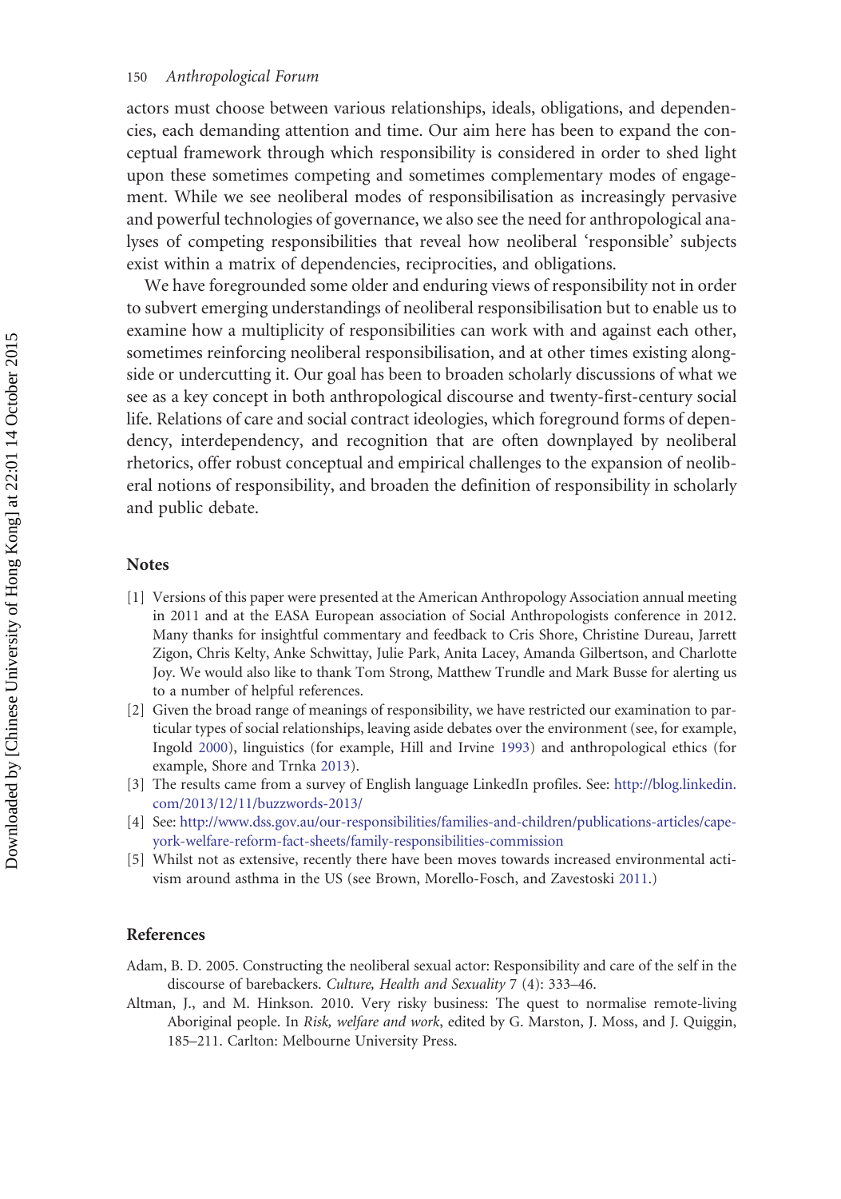actors must choose between various relationships, ideals, obligations, and dependencies, each demanding attention and time. Our aim here has been to expand the conceptual framework through which responsibility is considered in order to shed light upon these sometimes competing and sometimes complementary modes of engagement. While we see neoliberal modes of responsibilisation as increasingly pervasive and powerful technologies of governance, we also see the need for anthropological analyses of competing responsibilities that reveal how neoliberal 'responsible' subjects exist within a matrix of dependencies, reciprocities, and obligations.

We have foregrounded some older and enduring views of responsibility not in order to subvert emerging understandings of neoliberal responsibilisation but to enable us to examine how a multiplicity of responsibilities can work with and against each other, sometimes reinforcing neoliberal responsibilisation, and at other times existing alongside or undercutting it. Our goal has been to broaden scholarly discussions of what we see as a key concept in both anthropological discourse and twenty-first-century social life. Relations of care and social contract ideologies, which foreground forms of dependency, interdependency, and recognition that are often downplayed by neoliberal rhetorics, offer robust conceptual and empirical challenges to the expansion of neoliberal notions of responsibility, and broaden the definition of responsibility in scholarly and public debate.

## Notes

[1] Versions of this paper were presented at the American Anthropology Association annual meeting in 2011 and at the EASA European association of Social Anthropologists conference in 2012. Many thanks for insightful commentary and feedback to Cris Shore, Christine Dureau, Jarrett Zigon, Chris Kelty, Anke Schwittay, Julie Park, Anita Lacey, Amanda Gilbertson, and Charlotte Joy. We would also like to thank Tom Strong, Matthew Trundle and Mark Busse for alerting us to a number of helpful references.

[2] Given the broad range of meanings of responsibility, we have restricted our examination to particular types of social relationships, leaving aside debates over the environment (see, for example, Ingold 2000), linguistics (for example, Hill and Irvine 1993) and anthropological ethics (for example, Shore and Trnka 2013).

[3] The results came from a survey of English language LinkedIn profiles. See: http://blog.linkedin.com/2013/12/11/buzzwords-2013/

[4] See: http://www.dss.gov.au/our-responsibilities/families-and-children/publications-articles/cape-york-welfare-reform-fact-sheets/family-responsibilities-commission

[5] Whilst not as extensive, recently there have been moves towards increased environmental activism around asthma in the US (see Brown, Morello-Fosch, and Zavestoski 2011.)

## References

Adam, B. D. 2005. Constructing the neoliberal sexual actor: Responsibility and care of the self in the discourse of barebackers. *Culture, Health and Sexuality* 7 (4): 333–46.

Altman, J., and M. Hinkson. 2010. Very risky business: The quest to normalise remote-living Aboriginal people. In *Risk, welfare and work*, edited by G. Marston, J. Moss, and J. Quiggin, 185–211. Carlton: Melbourne University Press.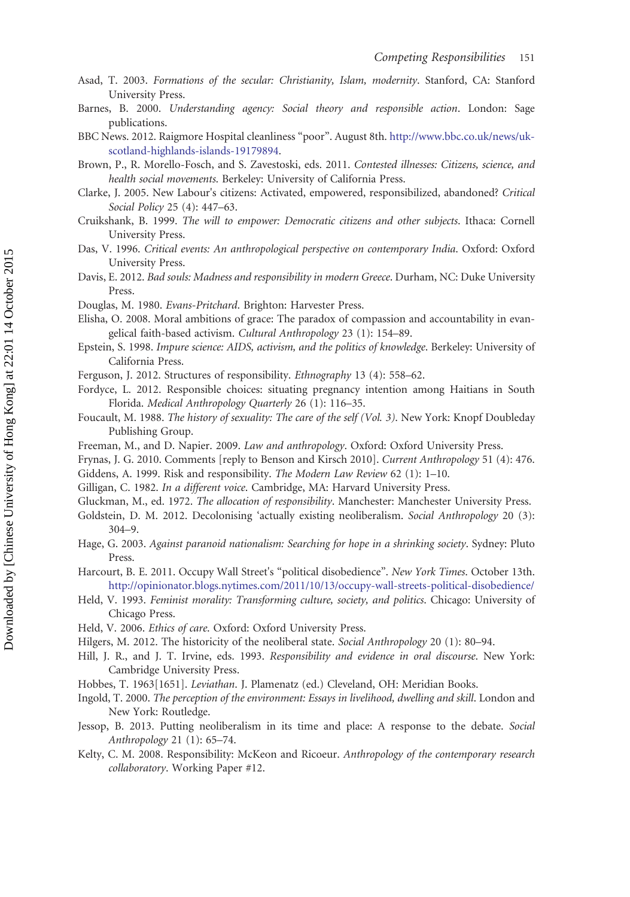Asad, T. 2003. *Formations of the secular: Christianity, Islam, modernity*. Stanford, CA: Stanford University Press.

Barnes, B. 2000. *Understanding agency: Social theory and responsible action*. London: Sage publications.

BBC News. 2012. Raigmore Hospital cleanliness "poor". August 8th. http://www.bbc.co.uk/news/uk-scotland-highlands-islands-19179894.

Brown, P., R. Morello-Fosch, and S. Zavestoski, eds. 2011. *Contested illnesses: Citizens, science, and health social movements*. Berkeley: University of California Press.

Clarke, J. 2005. New Labour's citizens: Activated, empowered, responsibilized, abandoned? *Critical Social Policy* 25 (4): 447–63.

Cruikshank, B. 1999. *The will to empower: Democratic citizens and other subjects*. Ithaca: Cornell University Press.

Das, V. 1996. *Critical events: An anthropological perspective on contemporary India*. Oxford: Oxford University Press.

Davis, E. 2012. *Bad souls: Madness and responsibility in modern Greece*. Durham, NC: Duke University Press.

Douglas, M. 1980. *Evans-Pritchard*. Brighton: Harvester Press.

Elisha, O. 2008. Moral ambitions of grace: The paradox of compassion and accountability in evangelical faith-based activism. *Cultural Anthropology* 23 (1): 154–89.

Epstein, S. 1998. *Impure science: AIDS, activism, and the politics of knowledge*. Berkeley: University of California Press.

Ferguson, J. 2012. Structures of responsibility. *Ethnography* 13 (4): 558–62.

Fordyce, L. 2012. Responsible choices: situating pregnancy intention among Haitians in South Florida. *Medical Anthropology Quarterly* 26 (1): 116–35.

Foucault, M. 1988. *The history of sexuality: The care of the self (Vol. 3)*. New York: Knopf Doubleday Publishing Group.

Freeman, M., and D. Napier. 2009. *Law and anthropology*. Oxford: Oxford University Press.

Frynas, J. G. 2010. Comments [reply to Benson and Kirsch 2010]. *Current Anthropology* 51 (4): 476.

Giddens, A. 1999. Risk and responsibility. *The Modern Law Review* 62 (1): 1–10.

Gilligan, C. 1982. *In a different voice*. Cambridge, MA: Harvard University Press.

Gluckman, M., ed. 1972. *The allocation of responsibility*. Manchester: Manchester University Press.

Goldstein, D. M. 2012. Decolonising 'actually existing neoliberalism. *Social Anthropology* 20 (3): 304–9.

Hage, G. 2003. *Against paranoid nationalism: Searching for hope in a shrinking society*. Sydney: Pluto Press.

Harcourt, B. E. 2011. Occupy Wall Street's "political disobedience". *New York Times*. October 13th. http://opinionator.blogs.nytimes.com/2011/10/13/occupy-wall-streets-political-disobedience/

Held, V. 1993. *Feminist morality: Transforming culture, society, and politics*. Chicago: University of Chicago Press.

Held, V. 2006. *Ethics of care*. Oxford: Oxford University Press.

Hilgers, M. 2012. The historicity of the neoliberal state. *Social Anthropology* 20 (1): 80–94.

Hill, J. R., and J. T. Irvine, eds. 1993. *Responsibility and evidence in oral discourse*. New York: Cambridge University Press.

Hobbes, T. 1963[1651]. *Leviathan*. J. Plamenatz (ed.) Cleveland, OH: Meridian Books.

Ingold, T. 2000. *The perception of the environment: Essays in livelihood, dwelling and skill*. London and New York: Routledge.

Jessop, B. 2013. Putting neoliberalism in its time and place: A response to the debate. *Social Anthropology* 21 (1): 65–74.

Kelty, C. M. 2008. Responsibility: McKeon and Ricoeur. *Anthropology of the contemporary research collaboratory*. Working Paper #12.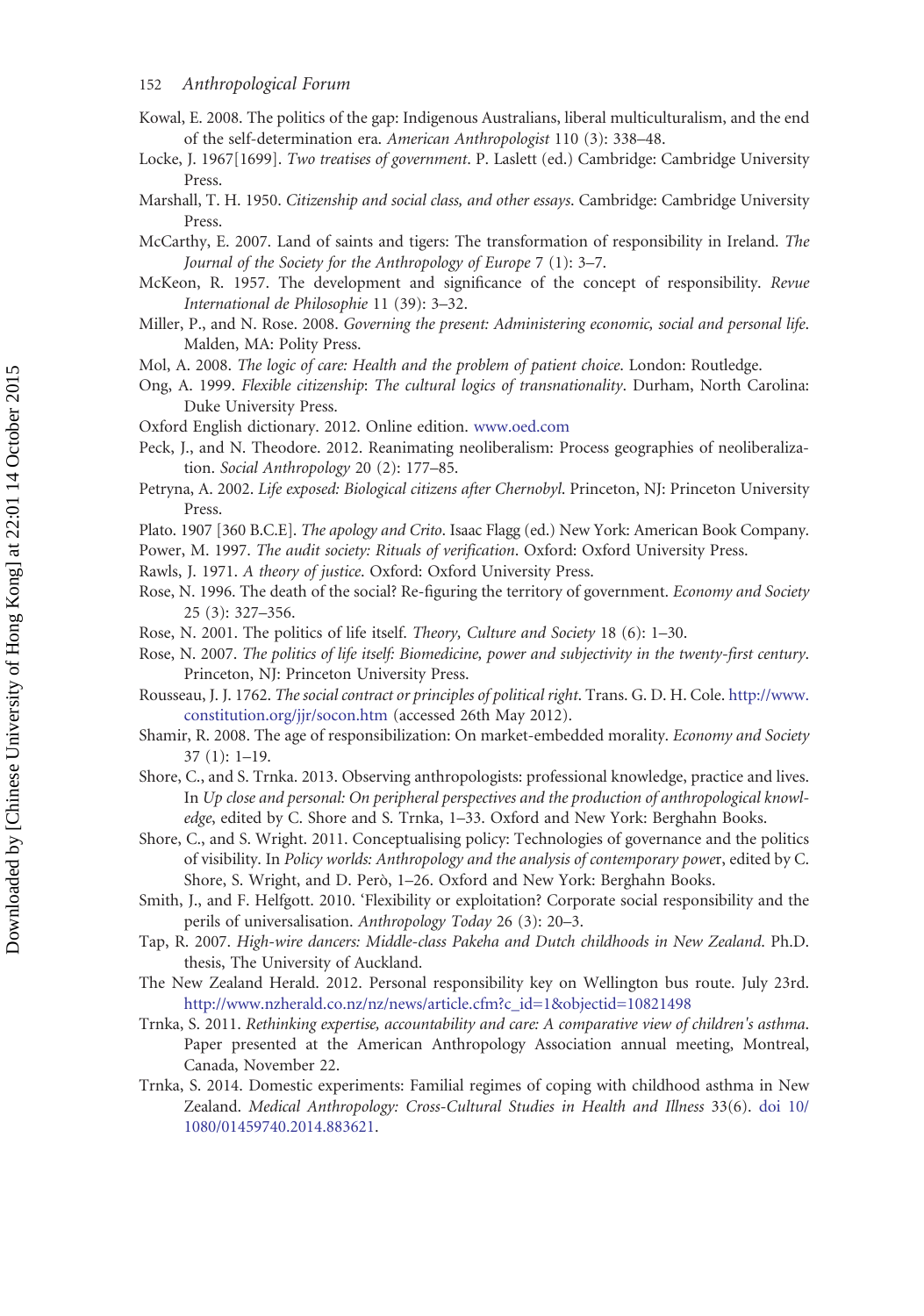Kowal, E. 2008. The politics of the gap: Indigenous Australians, liberal multiculturalism, and the end of the self-determination era. *American Anthropologist* 110 (3): 338–48.

Locke, J. 1967[1699]. *Two treatises of government*. P. Laslett (ed.) Cambridge: Cambridge University Press.

Marshall, T. H. 1950. *Citizenship and social class, and other essays*. Cambridge: Cambridge University Press.

McCarthy, E. 2007. Land of saints and tigers: The transformation of responsibility in Ireland. *The Journal of the Society for the Anthropology of Europe* 7 (1): 3–7.

McKeon, R. 1957. The development and significance of the concept of responsibility. *Revue International de Philosophie* 11 (39): 3–32.

Miller, P., and N. Rose. 2008. *Governing the present: Administering economic, social and personal life*. Malden, MA: Polity Press.

Mol, A. 2008. *The logic of care: Health and the problem of patient choice*. London: Routledge.

Ong, A. 1999. *Flexible citizenship*: *The cultural logics of transnationality*. Durham, North Carolina: Duke University Press.

Oxford English dictionary. 2012. Online edition. www.oed.com

Peck, J., and N. Theodore. 2012. Reanimating neoliberalism: Process geographies of neoliberalization. *Social Anthropology* 20 (2): 177–85.

Petryna, A. 2002. *Life exposed: Biological citizens after Chernobyl*. Princeton, NJ: Princeton University Press.

Plato. 1907 [360 B.C.E]. *The apology and Crito*. Isaac Flagg (ed.) New York: American Book Company.

Power, M. 1997. *The audit society: Rituals of verification*. Oxford: Oxford University Press.

Rawls, J. 1971. *A theory of justice*. Oxford: Oxford University Press.

Rose, N. 1996. The death of the social? Re-figuring the territory of government. *Economy and Society* 25 (3): 327–356.

Rose, N. 2001. The politics of life itself. *Theory, Culture and Society* 18 (6): 1–30.

Rose, N. 2007. *The politics of life itself: Biomedicine, power and subjectivity in the twenty-first century*. Princeton, NJ: Princeton University Press.

Rousseau, J. J. 1762. *The social contract or principles of political right*. Trans. G. D. H. Cole. http://www.constitution.org/jjr/socon.htm (accessed 26th May 2012).

Shamir, R. 2008. The age of responsibilization: On market-embedded morality. *Economy and Society* 37 (1): 1–19.

Shore, C., and S. Trnka. 2013. Observing anthropologists: professional knowledge, practice and lives. In *Up close and personal: On peripheral perspectives and the production of anthropological knowledge*, edited by C. Shore and S. Trnka, 1–33. Oxford and New York: Berghahn Books.

Shore, C., and S. Wright. 2011. Conceptualising policy: Technologies of governance and the politics of visibility. In *Policy worlds: Anthropology and the analysis of contemporary power*, edited by C. Shore, S. Wright, and D. Però, 1–26. Oxford and New York: Berghahn Books.

Smith, J., and F. Helfgott. 2010. 'Flexibility or exploitation? Corporate social responsibility and the perils of universalisation. *Anthropology Today* 26 (3): 20–3.

Tap, R. 2007. *High-wire dancers: Middle-class Pakeha and Dutch childhoods in New Zealand*. Ph.D. thesis, The University of Auckland.

The New Zealand Herald. 2012. Personal responsibility key on Wellington bus route. July 23rd. http://www.nzherald.co.nz/nz/news/article.cfm?c_id=1&objectid=10821498

Trnka, S. 2011. *Rethinking expertise, accountability and care: A comparative view of children's asthma*. Paper presented at the American Anthropology Association annual meeting, Montreal, Canada, November 22.

Trnka, S. 2014. Domestic experiments: Familial regimes of coping with childhood asthma in New Zealand. *Medical Anthropology: Cross-Cultural Studies in Health and Illness* 33(6). doi 10/1080/01459740.2014.883621.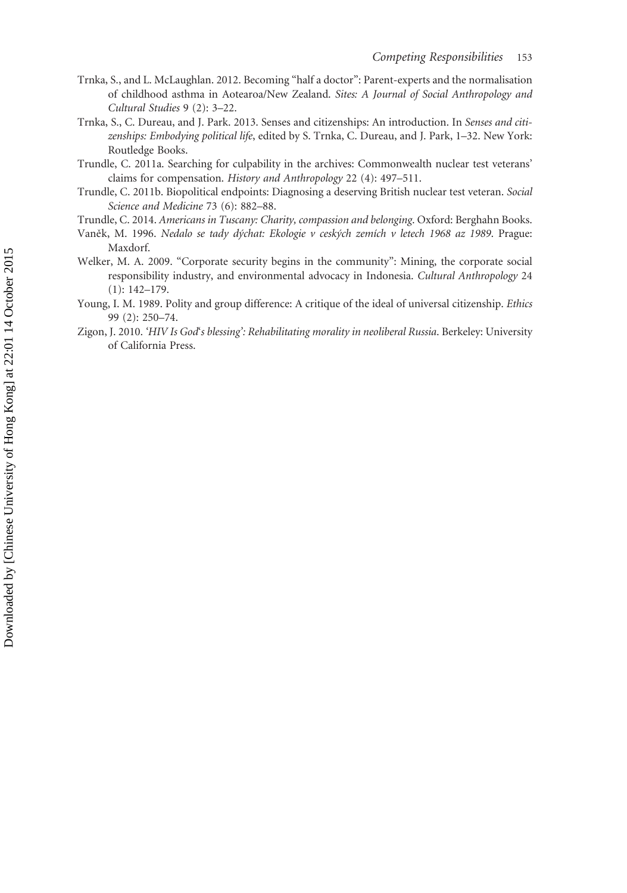Trnka, S., and L. McLaughlan. 2012. Becoming "half a doctor": Parent-experts and the normalisation of childhood asthma in Aotearoa/New Zealand. *Sites: A Journal of Social Anthropology and Cultural Studies* 9 (2): 3–22.

Trnka, S., C. Dureau, and J. Park. 2013. Senses and citizenships: An introduction. In *Senses and citizenships: Embodying political life*, edited by S. Trnka, C. Dureau, and J. Park, 1–32. New York: Routledge Books.

Trundle, C. 2011a. Searching for culpability in the archives: Commonwealth nuclear test veterans' claims for compensation. *History and Anthropology* 22 (4): 497–511.

Trundle, C. 2011b. Biopolitical endpoints: Diagnosing a deserving British nuclear test veteran. *Social Science and Medicine* 73 (6): 882–88.

Trundle, C. 2014. *Americans in Tuscany: Charity, compassion and belonging*. Oxford: Berghahn Books.

Vaněk, M. 1996. *Nedalo se tady dýchat: Ekologie v ceských zemích v letech 1968 az 1989*. Prague: Maxdorf.

Welker, M. A. 2009. "Corporate security begins in the community": Mining, the corporate social responsibility industry, and environmental advocacy in Indonesia. *Cultural Anthropology* 24 (1): 142–179.

Young, I. M. 1989. Polity and group difference: A critique of the ideal of universal citizenship. *Ethics* 99 (2): 250–74.

Zigon, J. 2010. *'HIV Is God's blessing': Rehabilitating morality in neoliberal Russia*. Berkeley: University of California Press.